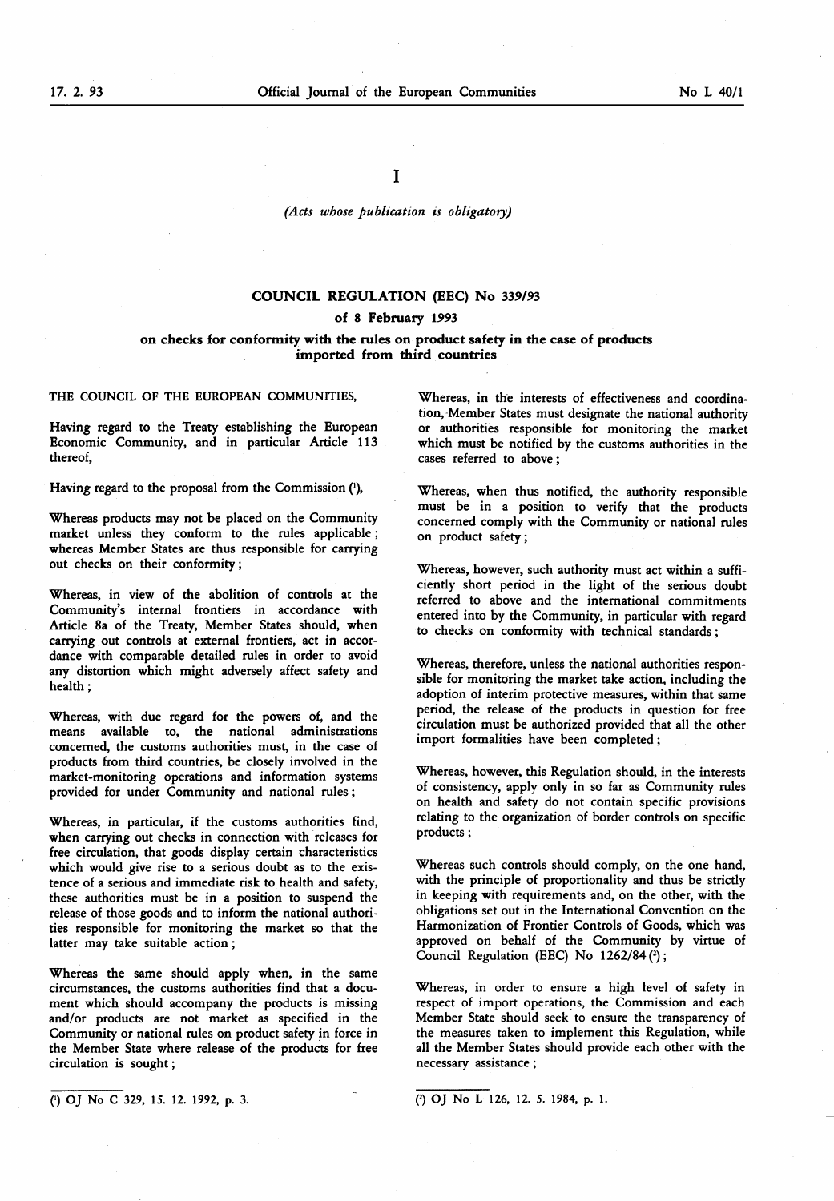I

*(Acts whose publication is obligatory)*

# COUNCIL REGULATION (EEC) No 339/93

## of 8 February 1993

## on checks for conformity with the rules on product safety in the case of products imported from third countries

THE COUNCIL OF THE EUROPEAN COMMUNITIES,

Having regard to the Treaty establishing the European Economic Community, and in particular Article 113 thereof,

Having regard to the proposal from the Commission [1],

Whereas products may not be placed on the Community market unless they conform to the rules applicable; whereas Member States are thus responsible for carrying out checks on their conformity;

Whereas, in view of the abolition of controls at the Community's internal frontiers in accordance with Article 8a of the Treaty, Member States should, when carrying out controls at external frontiers, act in accordance with comparable detailed rules in order to avoid any distortion which might adversely affect safety and health;

Whereas, with due regard for the powers of, and the means available to, the national administrations concerned, the customs authorities must, in the case of products from third countries, be closely involved in the market-monitoring operations and information systems provided for under Community and national rules;

Whereas, in particular, if the customs authorities find, when carrying out checks in connection with releases for free circulation, that goods display certain characteristics which would give rise to a serious doubt as to the existence of a serious and immediate risk to health and safety, these authorities must be in a position to suspend the release of those goods and to inform the national authorities responsible for monitoring the market so that the latter may take suitable action;

Whereas the same should apply when, in the same circumstances, the customs authorities find that a document which should accompany the products is missing and/or products are not market as specified in the Community or national rules on product safety in force in the Member State where release of the products for free circulation is sought;

Whereas, in the interests of effectiveness and coordination, Member States must designate the national authority or authorities responsible for monitoring the market which must be notified by the customs authorities in the cases referred to above;

Whereas, when thus notified, the authority responsible must be in a position to verify that the products concerned comply with the Community or national rules on product safety;

Whereas, however, such authority must act within a sufficiently short period in the light of the serious doubt referred to above and the international commitments entered into by the Community, in particular with regard to checks on conformity with technical standards;

Whereas, therefore, unless the national authorities responsible for monitoring the market take action, including the adoption of interim protective measures, within that same period, the release of the products in question for free circulation must be authorized provided that all the other import formalities have been completed;

Whereas, however, this Regulation should, in the interests of consistency, apply only in so far as Community rules on health and safety do not contain specific provisions relating to the organization of border controls on specific products;

Whereas such controls should comply, on the one hand, with the principle of proportionality and thus be strictly in keeping with requirements and, on the other, with the obligations set out in the International Convention on the Harmonization of Frontier Controls of Goods, which was approved on behalf of the Community by virtue of Council Regulation (EEC) No 1262/84 [2];

Whereas, in order to ensure a high level of safety in respect of import operations, the Commission and each Member State should seek to ensure the transparency of the measures taken to implement this Regulation, while all the Member States should provide each other with the necessary assistance;

[1] OJ No C 329, 15. 12. 1992, p. 3.

[2] OJ No L 126, 12. 5. 1984, p. 1.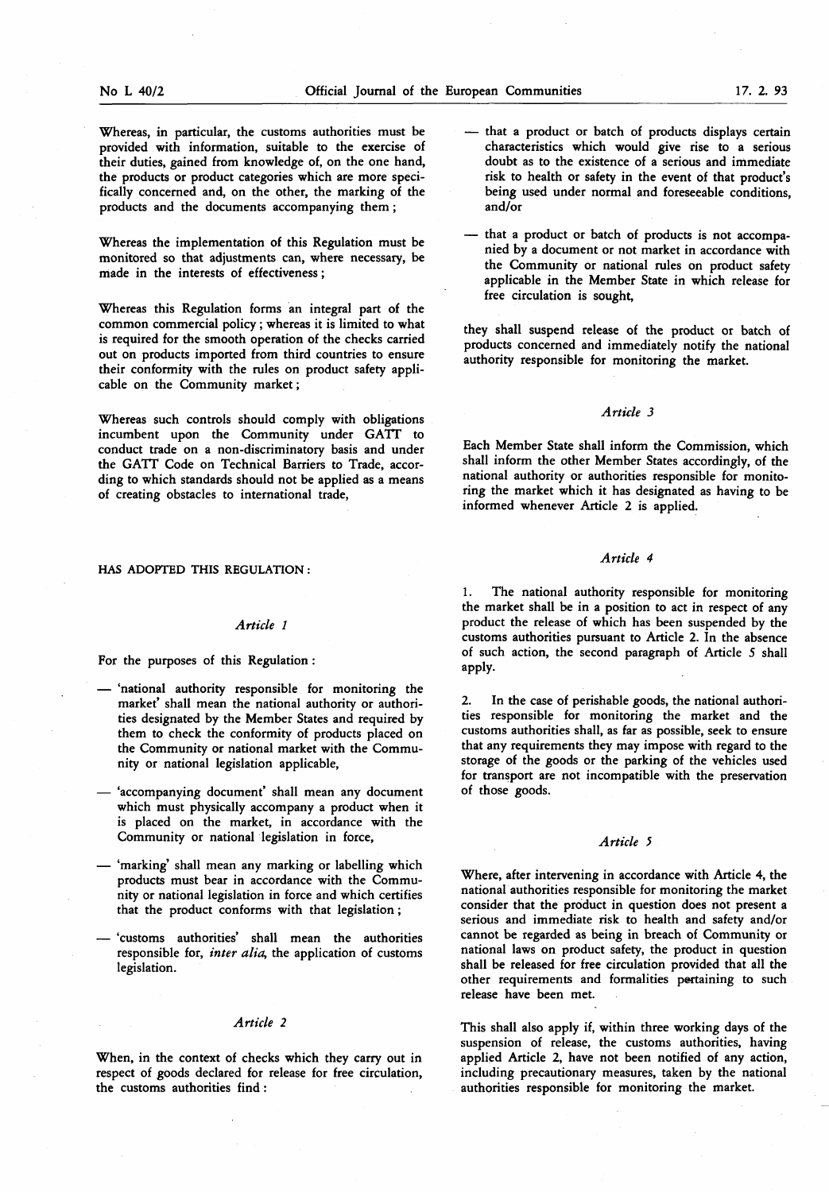Whereas, in particular, the customs authorities must be provided with information, suitable to the exercise of their duties, gained from knowledge of, on the one hand, the products or product categories which are more specifically concerned and, on the other, the marking of the products and the documents accompanying them;

Whereas the implementation of this Regulation must be monitored so that adjustments can, where necessary, be made in the interests of effectiveness;

Whereas this Regulation forms an integral part of the common commercial policy; whereas it is limited to what is required for the smooth operation of the checks carried out on products imported from third countries to ensure their conformity with the rules on product safety applicable on the Community market;

Whereas such controls should comply with obligations incumbent upon the Community under GATT to conduct trade on a non-discriminatory basis and under the GATT Code on Technical Barriers to Trade, according to which standards should not be applied as a means of creating obstacles to international trade,

HAS ADOPTED THIS REGULATION:

### *Article 1*

For the purposes of this Regulation:

- 'national authority responsible for monitoring the market' shall mean the national authority or authorities designated by the Member States and required by them to check the conformity of products placed on the Community or national market with the Community or national legislation applicable,
- 'accompanying document' shall mean any document which must physically accompany a product when it is placed on the market, in accordance with the Community or national legislation in force,
- 'marking' shall mean any marking or labelling which products must bear in accordance with the Community or national legislation in force and which certifies that the product conforms with that legislation;
- 'customs authorities' shall mean the authorities responsible for, *inter alia*, the application of customs legislation.

### *Article 2*

When, in the context of checks which they carry out in respect of goods declared for release for free circulation, the customs authorities find:

- that a product or batch of products displays certain characteristics which would give rise to a serious doubt as to the existence of a serious and immediate risk to health or safety in the event of that product's being used under normal and foreseeable conditions, and/or
- that a product or batch of products is not accompanied by a document or not market in accordance with the Community or national rules on product safety applicable in the Member State in which release for free circulation is sought,

they shall suspend release of the product or batch of products concerned and immediately notify the national authority responsible for monitoring the market.

### *Article 3*

Each Member State shall inform the Commission, which shall inform the other Member States accordingly, of the national authority or authorities responsible for monitoring the market which it has designated as having to be informed whenever Article 2 is applied.

### *Article 4*

1. The national authority responsible for monitoring the market shall be in a position to act in respect of any product the release of which has been suspended by the customs authorities pursuant to Article 2. In the absence of such action, the second paragraph of Article 5 shall apply.

2. In the case of perishable goods, the national authorities responsible for monitoring the market and the customs authorities shall, as far as possible, seek to ensure that any requirements they may impose with regard to the storage of the goods or the parking of the vehicles used for transport are not incompatible with the preservation of those goods.

### *Article 5*

Where, after intervening in accordance with Article 4, the national authorities responsible for monitoring the market consider that the product in question does not present a serious and immediate risk to health and safety and/or cannot be regarded as being in breach of Community or national laws on product safety, the product in question shall be released for free circulation provided that all the other requirements and formalities pertaining to such release have been met.

This shall also apply if, within three working days of the suspension of release, the customs authorities, having applied Article 2, have not been notified of any action, including precautionary measures, taken by the national authorities responsible for monitoring the market.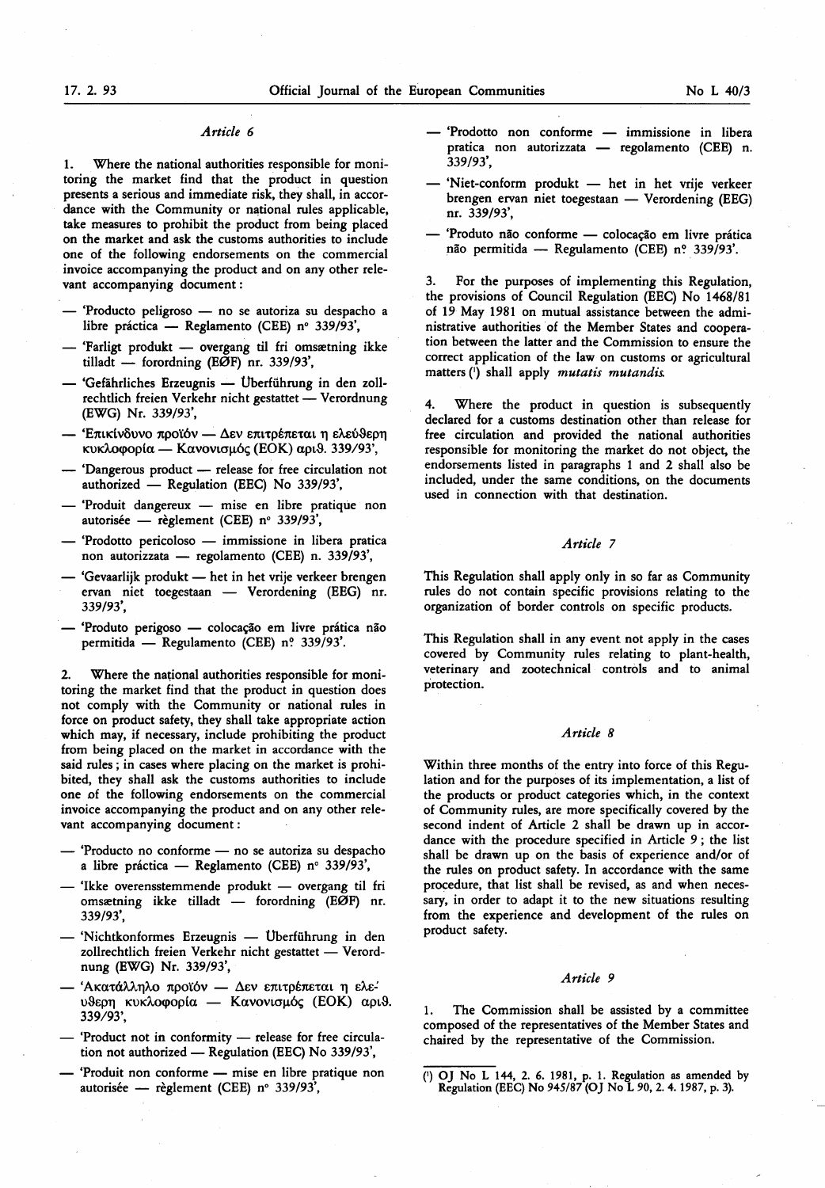### *Article 6*

1. Where the national authorities responsible for monitoring the market find that the product in question presents a serious and immediate risk, they shall, in accordance with the Community or national rules applicable, take measures to prohibit the product from being placed on the market and ask the customs authorities to include one of the following endorsements on the commercial invoice accompanying the product and on any other relevant accompanying document:

- 'Producto peligroso — no se autoriza su despacho a libre práctica — Reglamento (CEE) nº 339/93',
- 'Farligt produkt — overgang til fri omsætning ikke tilladt — forordning (EØF) nr. 339/93',
- 'Gefährliches Erzeugnis — Überführung in den zollrechtlich freien Verkehr nicht gestattet — Verordnung (EWG) Nr. 339/93',
- 'Επικίνδυνο προϊόν — Δεν επιτρέπεται η ελεύθερη κυκλοφορία — Κανονισμός (ΕΟΚ) αριθ. 339/93',
- 'Dangerous product — release for free circulation not authorized — Regulation (EEC) No 339/93',
- 'Produit dangereux — mise en libre pratique non autorisée — règlement (CEE) nº 339/93',
- 'Prodotto pericoloso — immissione in libera pratica non autorizzata — regolamento (CEE) n. 339/93',
- 'Gevaarlijk produkt — het in het vrije verkeer brengen ervan niet toegestaan — Verordening (EEG) nr. 339/93',
- 'Produto perigoso — colocação em livre prática não permitida — Regulamento (CEE) nº 339/93'.

2. Where the national authorities responsible for monitoring the market find that the product in question does not comply with the Community or national rules in force on product safety, they shall take appropriate action which may, if necessary, include prohibiting the product from being placed on the market in accordance with the said rules; in cases where placing on the market is prohibited, they shall ask the customs authorities to include one of the following endorsements on the commercial invoice accompanying the product and on any other relevant accompanying document:

- 'Producto no conforme — no se autoriza su despacho a libre práctica — Reglamento (CEE) nº 339/93',
- 'Ikke overensstemmende produkt — overgang til fri omsætning ikke tilladt — forordning (EØF) nr. 339/93',
- 'Nichtkonformes Erzeugnis — Überführung in den zollrechtlich freien Verkehr nicht gestattet — Verordnung (EWG) Nr. 339/93',
- 'Ακατάλληλο προϊόν — Δεν επιτρέπεται η ελεύθερη κυκλοφορία — Κανονισμός (ΕΟΚ) αριθ. 339/93',
- 'Product not in conformity — release for free circulation not authorized — Regulation (EEC) No 339/93',
- 'Produit non conforme — mise en libre pratique non autorisée — règlement (CEE) nº 339/93',
- 'Prodotto non conforme — immissione in libera pratica non autorizzata — regolamento (CEE) n. 339/93',
- 'Niet-conform produkt — het in het vrije verkeer brengen ervan niet toegestaan — Verordening (EEG) nr. 339/93',
- 'Produto não conforme — colocação em livre prática não permitida — Regulamento (CEE) nº 339/93'.

3. For the purposes of implementing this Regulation, the provisions of Council Regulation (EEC) No 1468/81 of 19 May 1981 on mutual assistance between the administrative authorities of the Member States and cooperation between the latter and the Commission to ensure the correct application of the law on customs or agricultural matters [1] shall apply *mutatis mutandis*.

4. Where the product in question is subsequently declared for a customs destination other than release for free circulation and provided the national authorities responsible for monitoring the market do not object, the endorsements listed in paragraphs 1 and 2 shall also be included, under the same conditions, on the documents used in connection with that destination.

### *Article 7*

This Regulation shall apply only in so far as Community rules do not contain specific provisions relating to the organization of border controls on specific products.

This Regulation shall in any event not apply in the cases covered by Community rules relating to plant-health, veterinary and zootechnical controls and to animal protection.

### *Article 8*

Within three months of the entry into force of this Regulation and for the purposes of its implementation, a list of the products or product categories which, in the context of Community rules, are more specifically covered by the second indent of Article 2 shall be drawn up in accordance with the procedure specified in Article 9; the list shall be drawn up on the basis of experience and/or of the rules on product safety. In accordance with the same procedure, that list shall be revised, as and when necessary, in order to adapt it to the new situations resulting from the experience and development of the rules on product safety.

### *Article 9*

1. The Commission shall be assisted by a committee composed of the representatives of the Member States and chaired by the representative of the Commission.

---

[1] OJ No L 144, 2. 6. 1981, p. 1. Regulation as amended by Regulation (EEC) No 945/87 (OJ No L 90, 2. 4. 1987, p. 3).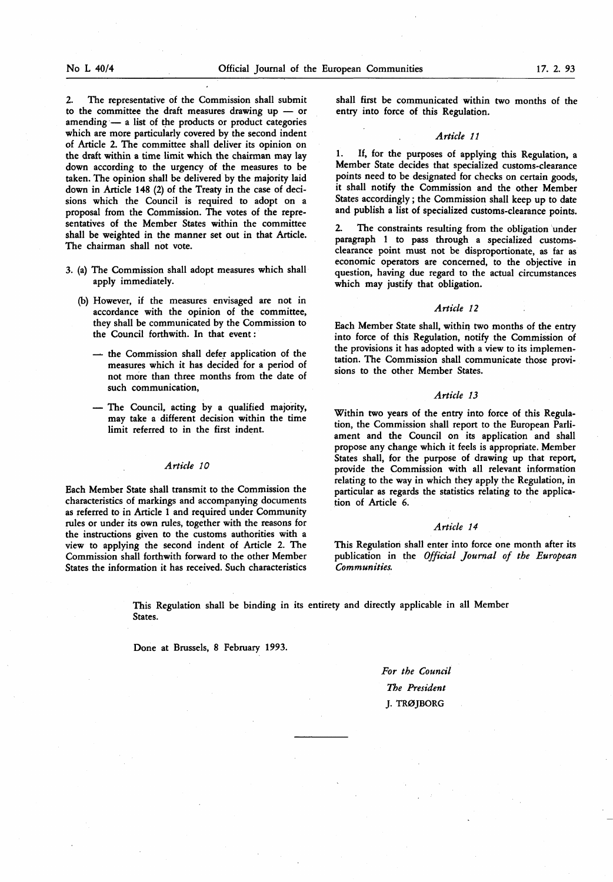2. The representative of the Commission shall submit to the committee the draft measures drawing up — or amending — a list of the products or product categories which are more particularly covered by the second indent of Article 2. The committee shall deliver its opinion on the draft within a time limit which the chairman may lay down according to the urgency of the measures to be taken. The opinion shall be delivered by the majority laid down in Article 148 (2) of the Treaty in the case of decisions which the Council is required to adopt on a proposal from the Commission. The votes of the representatives of the Member States within the committee shall be weighted in the manner set out in that Article. The chairman shall not vote.

3. (a) The Commission shall adopt measures which shall apply immediately.

(b) However, if the measures envisaged are not in accordance with the opinion of the committee, they shall be communicated by the Commission to the Council forthwith. In that event:

- the Commission shall defer application of the measures which it has decided for a period of not more than three months from the date of such communication,
- The Council, acting by a qualified majority, may take a different decision within the time limit referred to in the first indent.

*Article 10*

Each Member State shall transmit to the Commission the characteristics of markings and accompanying documents as referred to in Article 1 and required under Community rules or under its own rules, together with the reasons for the instructions given to the customs authorities with a view to applying the second indent of Article 2. The Commission shall forthwith forward to the other Member States the information it has received. Such characteristics shall first be communicated within two months of the entry into force of this Regulation.

*Article 11*

1. If, for the purposes of applying this Regulation, a Member State decides that specialized customs-clearance points need to be designated for checks on certain goods, it shall notify the Commission and the other Member States accordingly; the Commission shall keep up to date and publish a list of specialized customs-clearance points.

2. The constraints resulting from the obligation under paragraph 1 to pass through a specialized customs-clearance point must not be disproportionate, as far as economic operators are concerned, to the objective in question, having due regard to the actual circumstances which may justify that obligation.

*Article 12*

Each Member State shall, within two months of the entry into force of this Regulation, notify the Commission of the provisions it has adopted with a view to its implementation. The Commission shall communicate those provisions to the other Member States.

*Article 13*

Within two years of the entry into force of this Regulation, the Commission shall report to the European Parliament and the Council on its application and shall propose any change which it feels is appropriate. Member States shall, for the purpose of drawing up that report, provide the Commission with all relevant information relating to the way in which they apply the Regulation, in particular as regards the statistics relating to the application of Article 6.

*Article 14*

This Regulation shall enter into force one month after its publication in the *Official Journal of the European Communities*.

This Regulation shall be binding in its entirety and directly applicable in all Member States.

Done at Brussels, 8 February 1993.

*For the Council*

*The President*

J. TRØJBORG